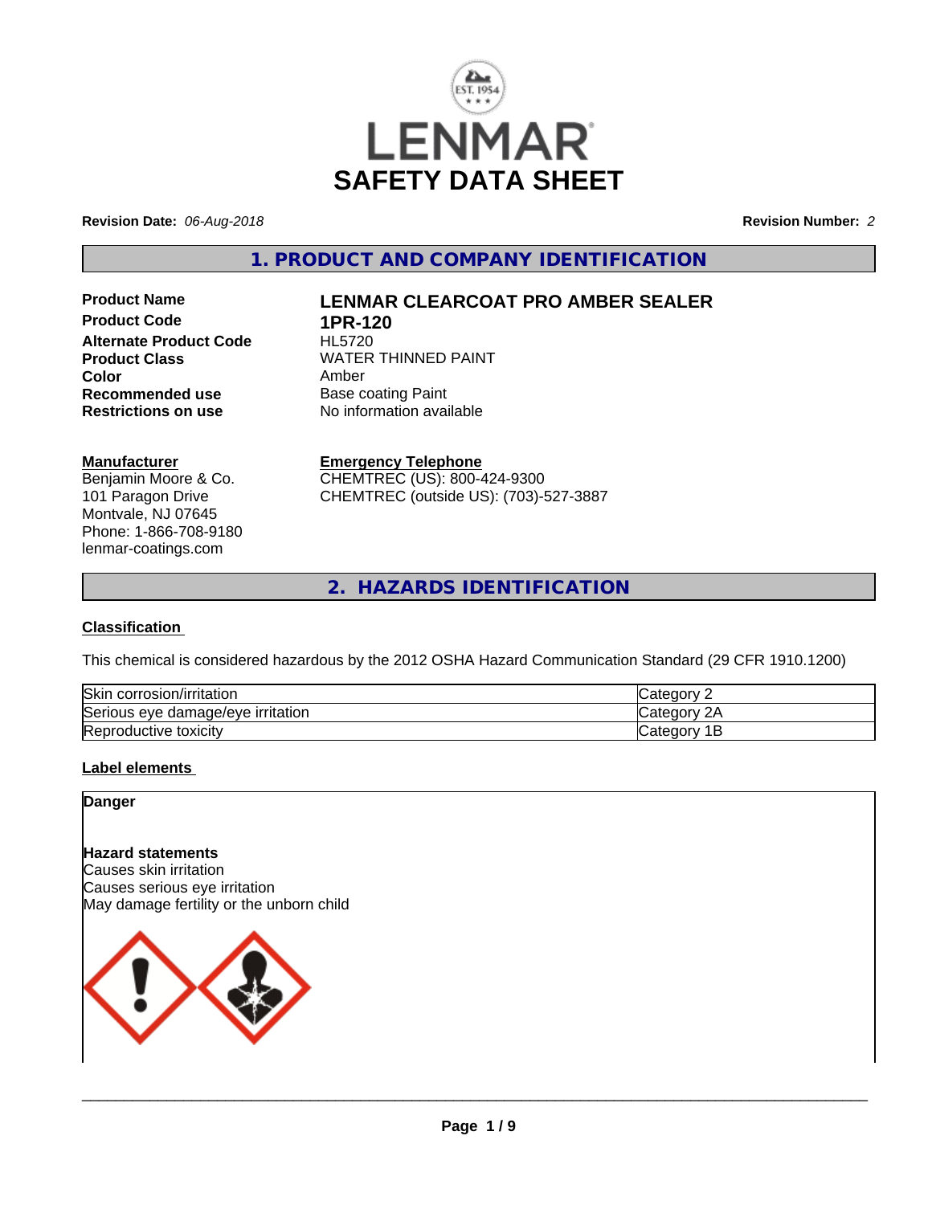# LENMAR

# SAFETY DATA SHEET

**Revision Date:** *06-Aug-2018* **Revision Number:** *2*

## 1. PRODUCT AND COMPANY IDENTIFICATION

**Product Name** **LENMAR CLEARCOAT PRO AMBER SEALER**
**Product Code** **1PR-120**
**Alternate Product Code** HL5720
**Product Class** WATER THINNED PAINT
**Color** Amber
**Recommended use** Base coating Paint
**Restrictions on use** No information available

**Manufacturer**
Benjamin Moore & Co.
101 Paragon Drive
Montvale, NJ 07645
Phone: 1-866-708-9180
lenmar-coatings.com

**Emergency Telephone**
CHEMTREC (US): 800-424-9300
CHEMTREC (outside US): (703)-527-3887

## 2. HAZARDS IDENTIFICATION

### Classification

This chemical is considered hazardous by the 2012 OSHA Hazard Communication Standard (29 CFR 1910.1200)

| Hazard | Category |
|---|---|
| Skin corrosion/irritation | Category 2 |
| Serious eye damage/eye irritation | Category 2A |
| Reproductive toxicity | Category 1B |

### Label elements

**Danger**

**Hazard statements**
Causes skin irritation
Causes serious eye irritation
May damage fertility or the unborn child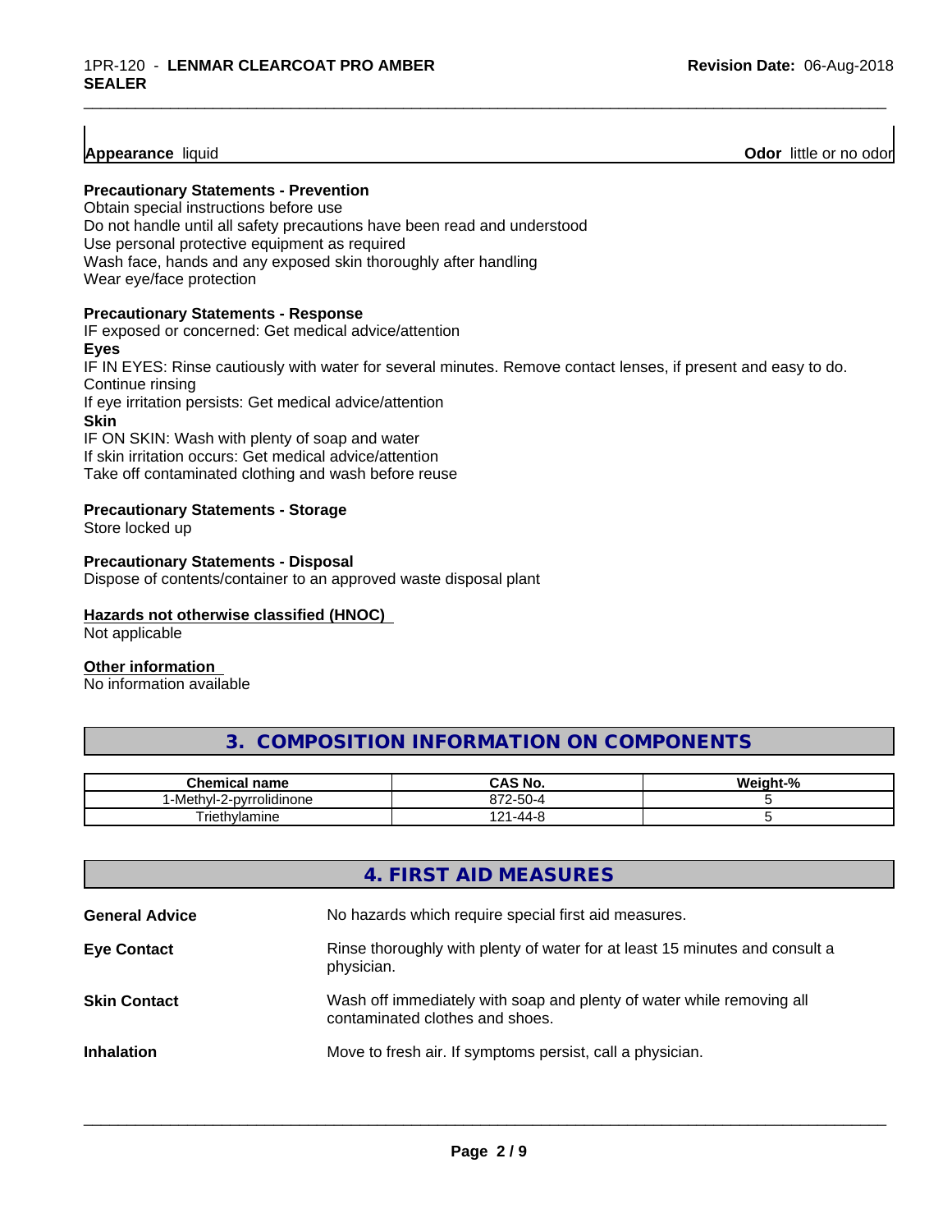**Appearance** liquid **Odor** little or no odor

**Precautionary Statements - Prevention**

Obtain special instructions before use
Do not handle until all safety precautions have been read and understood
Use personal protective equipment as required
Wash face, hands and any exposed skin thoroughly after handling
Wear eye/face protection

**Precautionary Statements - Response**

IF exposed or concerned: Get medical advice/attention

**Eyes**

IF IN EYES: Rinse cautiously with water for several minutes. Remove contact lenses, if present and easy to do. Continue rinsing
If eye irritation persists: Get medical advice/attention

**Skin**

IF ON SKIN: Wash with plenty of soap and water
If skin irritation occurs: Get medical advice/attention
Take off contaminated clothing and wash before reuse

**Precautionary Statements - Storage**

Store locked up

**Precautionary Statements - Disposal**

Dispose of contents/container to an approved waste disposal plant

**Hazards not otherwise classified (HNOC)**

Not applicable

**Other information**

No information available

## 3. COMPOSITION INFORMATION ON COMPONENTS

| Chemical name | CAS No. | Weight-% |
|---|---|---|
| 1-Methyl-2-pyrrolidinone | 872-50-4 | 5 |
| Triethylamine | 121-44-8 | 5 |

## 4. FIRST AID MEASURES

**General Advice** No hazards which require special first aid measures.

**Eye Contact** Rinse thoroughly with plenty of water for at least 15 minutes and consult a physician.

**Skin Contact** Wash off immediately with soap and plenty of water while removing all contaminated clothes and shoes.

**Inhalation** Move to fresh air. If symptoms persist, call a physician.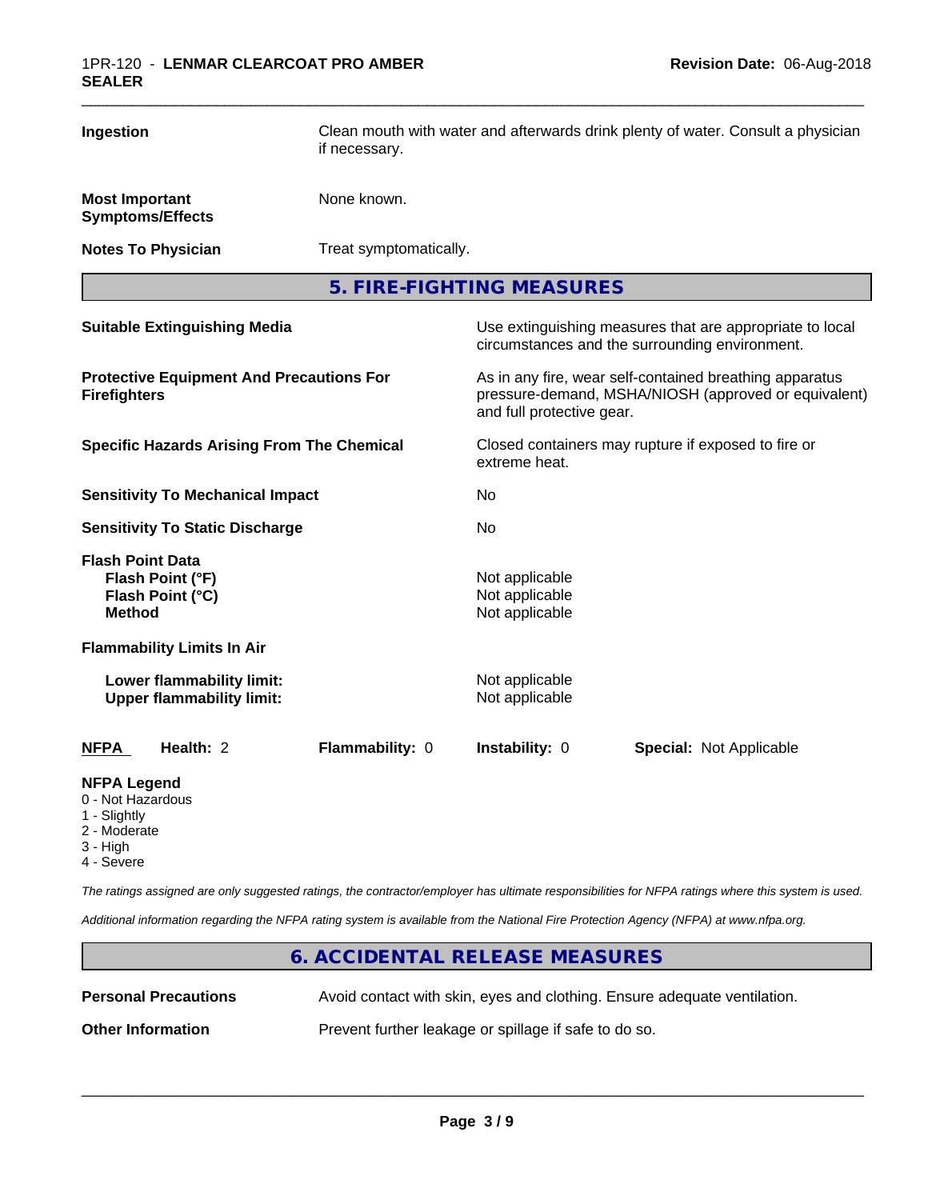| | |
|---|---|
| **Ingestion** | Clean mouth with water and afterwards drink plenty of water. Consult a physician if necessary. |
| **Most Important Symptoms/Effects** | None known. |
| **Notes To Physician** | Treat symptomatically. |

## 5. FIRE-FIGHTING MEASURES

| | |
|---|---|
| **Suitable Extinguishing Media** | Use extinguishing measures that are appropriate to local circumstances and the surrounding environment. |
| **Protective Equipment And Precautions For Firefighters** | As in any fire, wear self-contained breathing apparatus pressure-demand, MSHA/NIOSH (approved or equivalent) and full protective gear. |
| **Specific Hazards Arising From The Chemical** | Closed containers may rupture if exposed to fire or extreme heat. |
| **Sensitivity To Mechanical Impact** | No |
| **Sensitivity To Static Discharge** | No |
| **Flash Point Data** | |
| **Flash Point (°F)** | Not applicable |
| **Flash Point (°C)** | Not applicable |
| **Method** | Not applicable |
| **Flammability Limits In Air** | |
| **Lower flammability limit:** | Not applicable |
| **Upper flammability limit:** | Not applicable |

| **NFPA** | **Health:** 2 | **Flammability:** 0 | **Instability:** 0 | **Special:** Not Applicable |
|---|---|---|---|---|

**NFPA Legend**
- 0 - Not Hazardous
- 1 - Slightly
- 2 - Moderate
- 3 - High
- 4 - Severe

*The ratings assigned are only suggested ratings, the contractor/employer has ultimate responsibilities for NFPA ratings where this system is used.*

*Additional information regarding the NFPA rating system is available from the National Fire Protection Agency (NFPA) at www.nfpa.org.*

## 6. ACCIDENTAL RELEASE MEASURES

| | |
|---|---|
| **Personal Precautions** | Avoid contact with skin, eyes and clothing. Ensure adequate ventilation. |
| **Other Information** | Prevent further leakage or spillage if safe to do so. |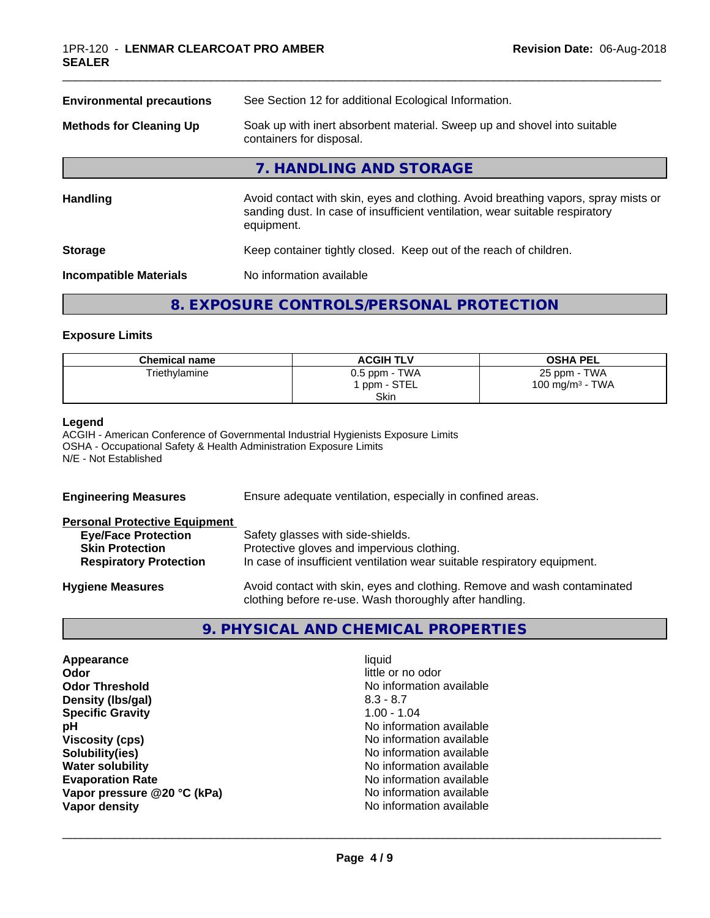| | |
|---|---|
| **Environmental precautions** | See Section 12 for additional Ecological Information. |
| **Methods for Cleaning Up** | Soak up with inert absorbent material. Sweep up and shovel into suitable containers for disposal. |

## 7. HANDLING AND STORAGE

| | |
|---|---|
| **Handling** | Avoid contact with skin, eyes and clothing. Avoid breathing vapors, spray mists or sanding dust. In case of insufficient ventilation, wear suitable respiratory equipment. |
| **Storage** | Keep container tightly closed. Keep out of the reach of children. |
| **Incompatible Materials** | No information available |

## 8. EXPOSURE CONTROLS/PERSONAL PROTECTION

### Exposure Limits

| Chemical name | ACGIH TLV | OSHA PEL |
|---|---|---|
| Triethylamine | 0.5 ppm - TWA<br>1 ppm - STEL<br>Skin | 25 ppm - TWA<br>100 mg/m³ - TWA |

**Legend**
ACGIH - American Conference of Governmental Industrial Hygienists Exposure Limits
OSHA - Occupational Safety & Health Administration Exposure Limits
N/E - Not Established

| | |
|---|---|
| **Engineering Measures** | Ensure adequate ventilation, especially in confined areas. |

**Personal Protective Equipment**

| | |
|---|---|
| **Eye/Face Protection** | Safety glasses with side-shields. |
| **Skin Protection** | Protective gloves and impervious clothing. |
| **Respiratory Protection** | In case of insufficient ventilation wear suitable respiratory equipment. |
| **Hygiene Measures** | Avoid contact with skin, eyes and clothing. Remove and wash contaminated clothing before re-use. Wash thoroughly after handling. |

## 9. PHYSICAL AND CHEMICAL PROPERTIES

| | |
|---|---|
| **Appearance** | liquid |
| **Odor** | little or no odor |
| **Odor Threshold** | No information available |
| **Density (lbs/gal)** | 8.3 - 8.7 |
| **Specific Gravity** | 1.00 - 1.04 |
| **pH** | No information available |
| **Viscosity (cps)** | No information available |
| **Solubility(ies)** | No information available |
| **Water solubility** | No information available |
| **Evaporation Rate** | No information available |
| **Vapor pressure @20 °C (kPa)** | No information available |
| **Vapor density** | No information available |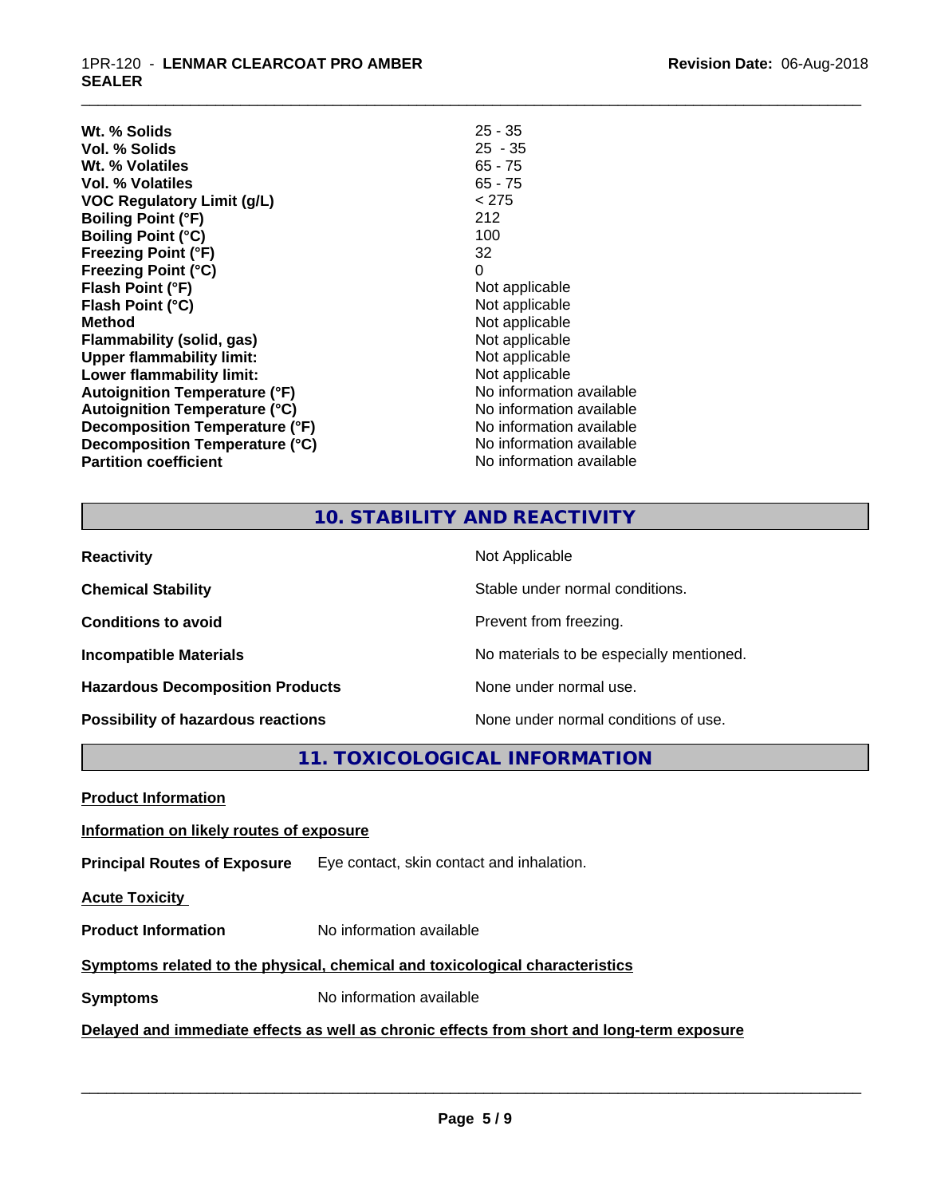| | |
|---|---|
| **Wt. % Solids** | 25 - 35 |
| **Vol. % Solids** | 25 - 35 |
| **Wt. % Volatiles** | 65 - 75 |
| **Vol. % Volatiles** | 65 - 75 |
| **VOC Regulatory Limit (g/L)** | < 275 |
| **Boiling Point (°F)** | 212 |
| **Boiling Point (°C)** | 100 |
| **Freezing Point (°F)** | 32 |
| **Freezing Point (°C)** | 0 |
| **Flash Point (°F)** | Not applicable |
| **Flash Point (°C)** | Not applicable |
| **Method** | Not applicable |
| **Flammability (solid, gas)** | Not applicable |
| **Upper flammability limit:** | Not applicable |
| **Lower flammability limit:** | Not applicable |
| **Autoignition Temperature (°F)** | No information available |
| **Autoignition Temperature (°C)** | No information available |
| **Decomposition Temperature (°F)** | No information available |
| **Decomposition Temperature (°C)** | No information available |
| **Partition coefficient** | No information available |

## 10. STABILITY AND REACTIVITY

| | |
|---|---|
| **Reactivity** | Not Applicable |
| **Chemical Stability** | Stable under normal conditions. |
| **Conditions to avoid** | Prevent from freezing. |
| **Incompatible Materials** | No materials to be especially mentioned. |
| **Hazardous Decomposition Products** | None under normal use. |
| **Possibility of hazardous reactions** | None under normal conditions of use. |

## 11. TOXICOLOGICAL INFORMATION

**Product Information**

**Information on likely routes of exposure**

**Principal Routes of Exposure** Eye contact, skin contact and inhalation.

**Acute Toxicity**

**Product Information** No information available

**Symptoms related to the physical, chemical and toxicological characteristics**

**Symptoms** No information available

**Delayed and immediate effects as well as chronic effects from short and long-term exposure**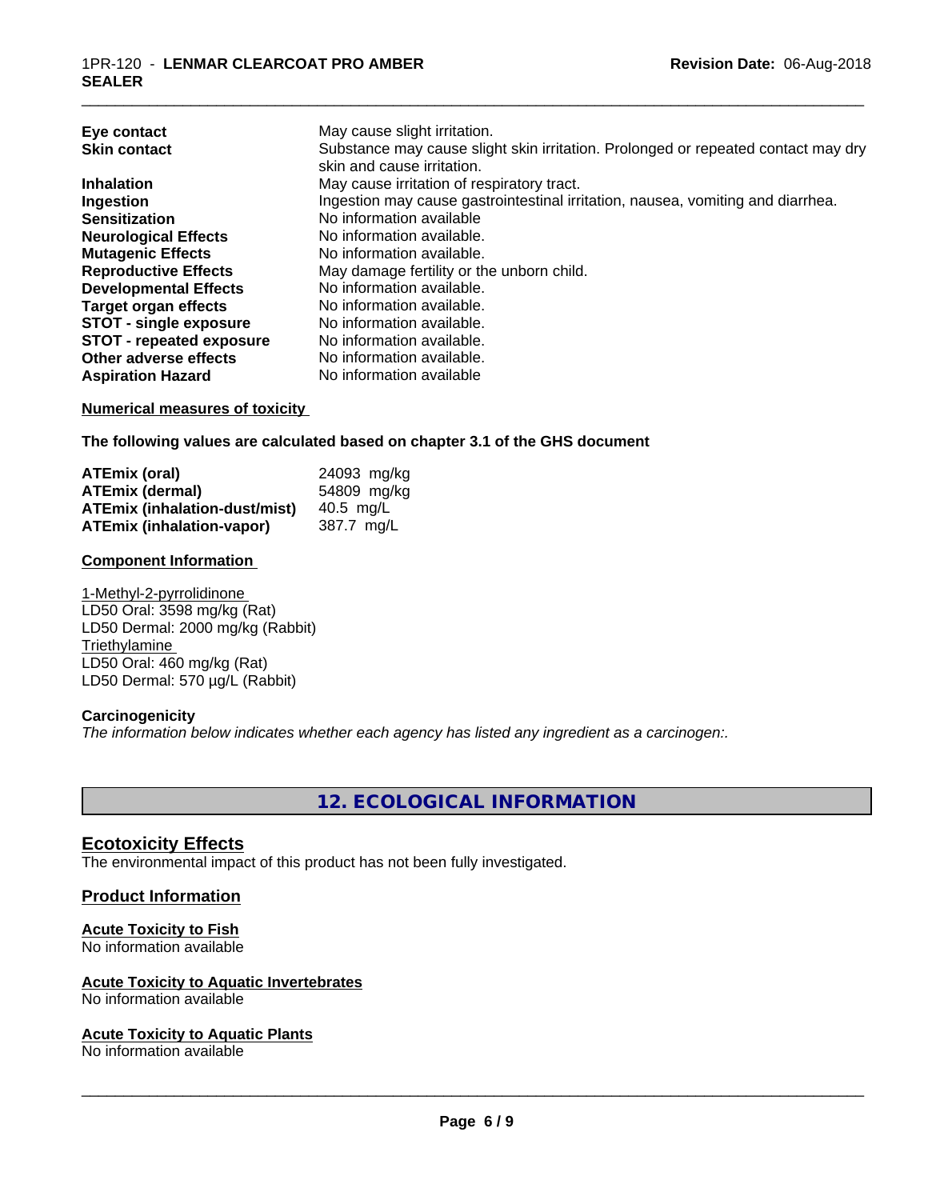| | |
|---|---|
| **Eye contact** | May cause slight irritation. |
| **Skin contact** | Substance may cause slight skin irritation. Prolonged or repeated contact may dry skin and cause irritation. |
| **Inhalation** | May cause irritation of respiratory tract. |
| **Ingestion** | Ingestion may cause gastrointestinal irritation, nausea, vomiting and diarrhea. |
| **Sensitization** | No information available |
| **Neurological Effects** | No information available. |
| **Mutagenic Effects** | No information available. |
| **Reproductive Effects** | May damage fertility or the unborn child. |
| **Developmental Effects** | No information available. |
| **Target organ effects** | No information available. |
| **STOT - single exposure** | No information available. |
| **STOT - repeated exposure** | No information available. |
| **Other adverse effects** | No information available. |
| **Aspiration Hazard** | No information available |

**Numerical measures of toxicity**

**The following values are calculated based on chapter 3.1 of the GHS document**

| | |
|---|---|
| **ATEmix (oral)** | 24093 mg/kg |
| **ATEmix (dermal)** | 54809 mg/kg |
| **ATEmix (inhalation-dust/mist)** | 40.5 mg/L |
| **ATEmix (inhalation-vapor)** | 387.7 mg/L |

**Component Information**

1-Methyl-2-pyrrolidinone
LD50 Oral: 3598 mg/kg (Rat)
LD50 Dermal: 2000 mg/kg (Rabbit)
Triethylamine
LD50 Oral: 460 mg/kg (Rat)
LD50 Dermal: 570 µg/L (Rabbit)

**Carcinogenicity**

*The information below indicates whether each agency has listed any ingredient as a carcinogen:.*

## 12. ECOLOGICAL INFORMATION

### Ecotoxicity Effects

The environmental impact of this product has not been fully investigated.

### Product Information

**Acute Toxicity to Fish**
No information available

**Acute Toxicity to Aquatic Invertebrates**
No information available

**Acute Toxicity to Aquatic Plants**
No information available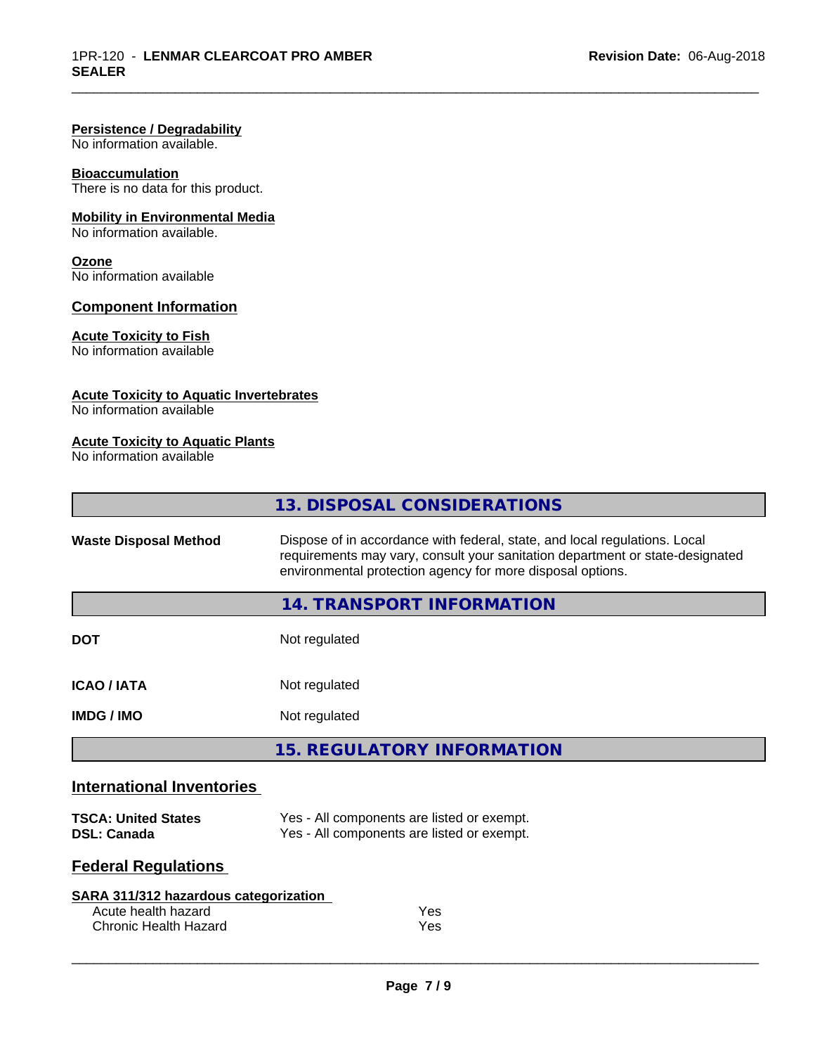**Persistence / Degradability**
No information available.

**Bioaccumulation**
There is no data for this product.

**Mobility in Environmental Media**
No information available.

**Ozone**
No information available

**Component Information**

**Acute Toxicity to Fish**
No information available

**Acute Toxicity to Aquatic Invertebrates**
No information available

**Acute Toxicity to Aquatic Plants**
No information available

## 13. DISPOSAL CONSIDERATIONS

| | |
|---|---|
| **Waste Disposal Method** | Dispose of in accordance with federal, state, and local regulations. Local requirements may vary, consult your sanitation department or state-designated environmental protection agency for more disposal options. |

## 14. TRANSPORT INFORMATION

| | |
|---|---|
| **DOT** | Not regulated |
| **ICAO / IATA** | Not regulated |
| **IMDG / IMO** | Not regulated |

## 15. REGULATORY INFORMATION

### International Inventories

| | |
|---|---|
| **TSCA: United States** | Yes - All components are listed or exempt. |
| **DSL: Canada** | Yes - All components are listed or exempt. |

### Federal Regulations

**SARA 311/312 hazardous categorization**

| | |
|---|---|
| Acute health hazard | Yes |
| Chronic Health Hazard | Yes |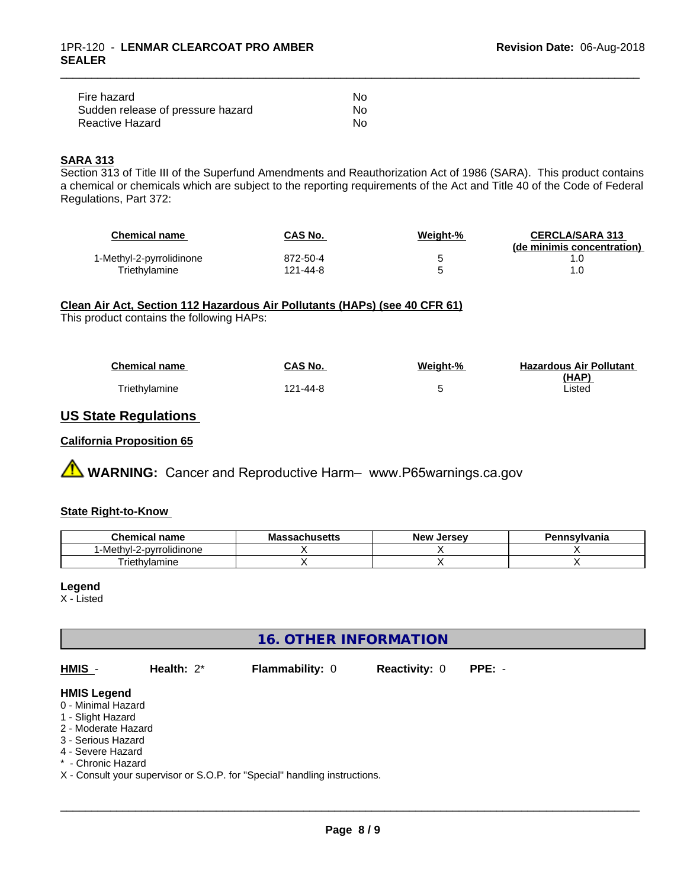| | |
|---|---|
| Fire hazard | No |
| Sudden release of pressure hazard | No |
| Reactive Hazard | No |

**SARA 313**

Section 313 of Title III of the Superfund Amendments and Reauthorization Act of 1986 (SARA). This product contains a chemical or chemicals which are subject to the reporting requirements of the Act and Title 40 of the Code of Federal Regulations, Part 372:

| Chemical name | CAS No. | Weight-% | CERCLA/SARA 313 (de minimis concentration) |
|---|---|---|---|
| 1-Methyl-2-pyrrolidinone | 872-50-4 | 5 | 1.0 |
| Triethylamine | 121-44-8 | 5 | 1.0 |

**Clean Air Act, Section 112 Hazardous Air Pollutants (HAPs) (see 40 CFR 61)**

This product contains the following HAPs:

| Chemical name | CAS No. | Weight-% | Hazardous Air Pollutant (HAP) |
|---|---|---|---|
| Triethylamine | 121-44-8 | 5 | Listed |

## US State Regulations

**California Proposition 65**

⚠ **WARNING:** Cancer and Reproductive Harm– www.P65warnings.ca.gov

**State Right-to-Know**

| Chemical name | Massachusetts | New Jersey | Pennsylvania |
|---|---|---|---|
| 1-Methyl-2-pyrrolidinone | X | X | X |
| Triethylamine | X | X | X |

**Legend**

X - Listed

## 16. OTHER INFORMATION

**HMIS** - **Health:** 2* **Flammability:** 0 **Reactivity:** 0 **PPE:** -

**HMIS Legend**

0 - Minimal Hazard
1 - Slight Hazard
2 - Moderate Hazard
3 - Serious Hazard
4 - Severe Hazard
* - Chronic Hazard
X - Consult your supervisor or S.O.P. for "Special" handling instructions.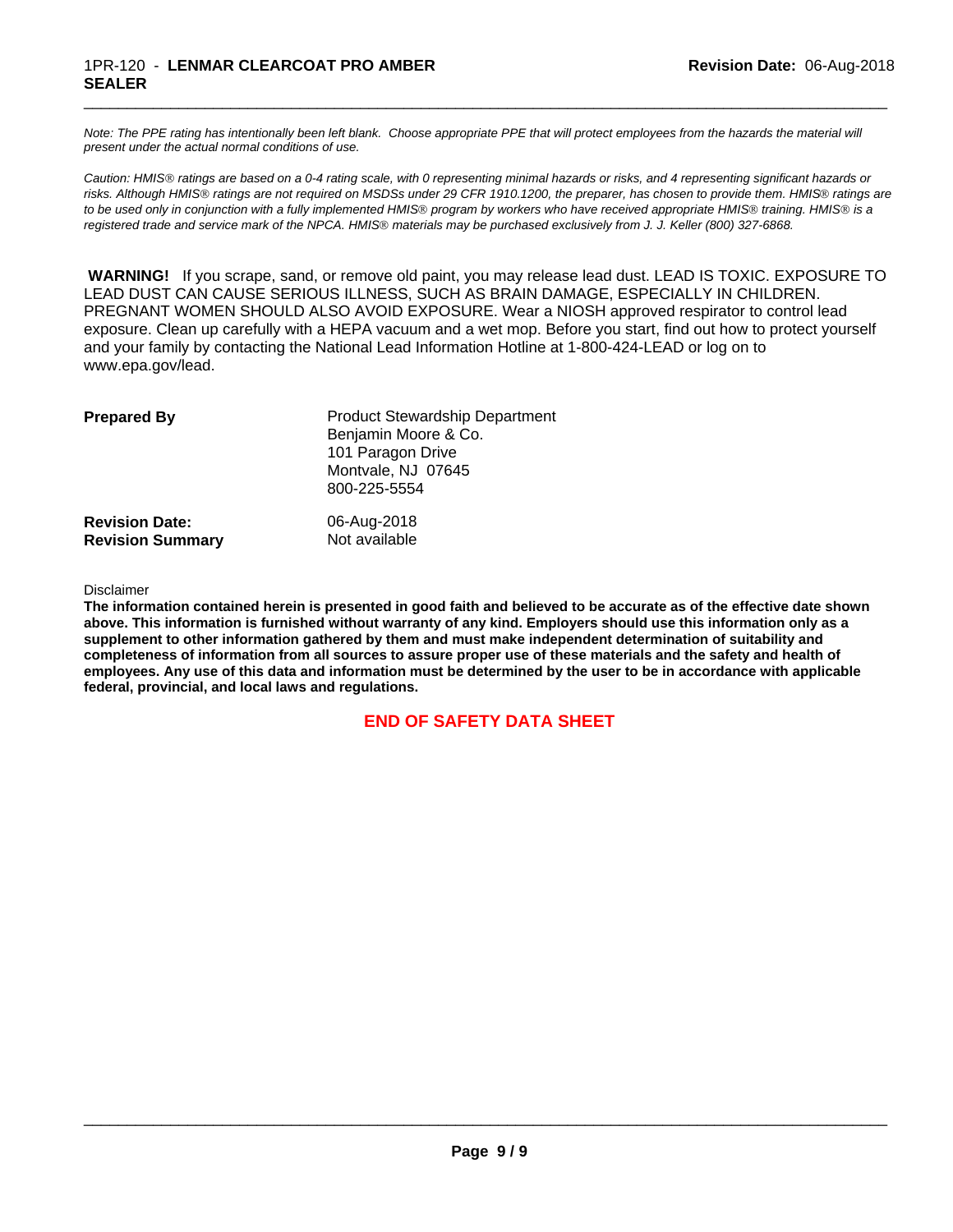*Note: The PPE rating has intentionally been left blank. Choose appropriate PPE that will protect employees from the hazards the material will present under the actual normal conditions of use.*

*Caution: HMIS® ratings are based on a 0-4 rating scale, with 0 representing minimal hazards or risks, and 4 representing significant hazards or risks. Although HMIS® ratings are not required on MSDSs under 29 CFR 1910.1200, the preparer, has chosen to provide them. HMIS® ratings are to be used only in conjunction with a fully implemented HMIS® program by workers who have received appropriate HMIS® training. HMIS® is a registered trade and service mark of the NPCA. HMIS® materials may be purchased exclusively from J. J. Keller (800) 327-6868.*

**WARNING!** If you scrape, sand, or remove old paint, you may release lead dust. LEAD IS TOXIC. EXPOSURE TO LEAD DUST CAN CAUSE SERIOUS ILLNESS, SUCH AS BRAIN DAMAGE, ESPECIALLY IN CHILDREN. PREGNANT WOMEN SHOULD ALSO AVOID EXPOSURE. Wear a NIOSH approved respirator to control lead exposure. Clean up carefully with a HEPA vacuum and a wet mop. Before you start, find out how to protect yourself and your family by contacting the National Lead Information Hotline at 1-800-424-LEAD or log on to www.epa.gov/lead.

| | |
|---|---|
| **Prepared By** | Product Stewardship Department<br>Benjamin Moore & Co.<br>101 Paragon Drive<br>Montvale, NJ 07645<br>800-225-5554 |
| **Revision Date:** | 06-Aug-2018 |
| **Revision Summary** | Not available |

Disclaimer

**The information contained herein is presented in good faith and believed to be accurate as of the effective date shown above. This information is furnished without warranty of any kind. Employers should use this information only as a supplement to other information gathered by them and must make independent determination of suitability and completeness of information from all sources to assure proper use of these materials and the safety and health of employees. Any use of this data and information must be determined by the user to be in accordance with applicable federal, provincial, and local laws and regulations.**

**END OF SAFETY DATA SHEET**